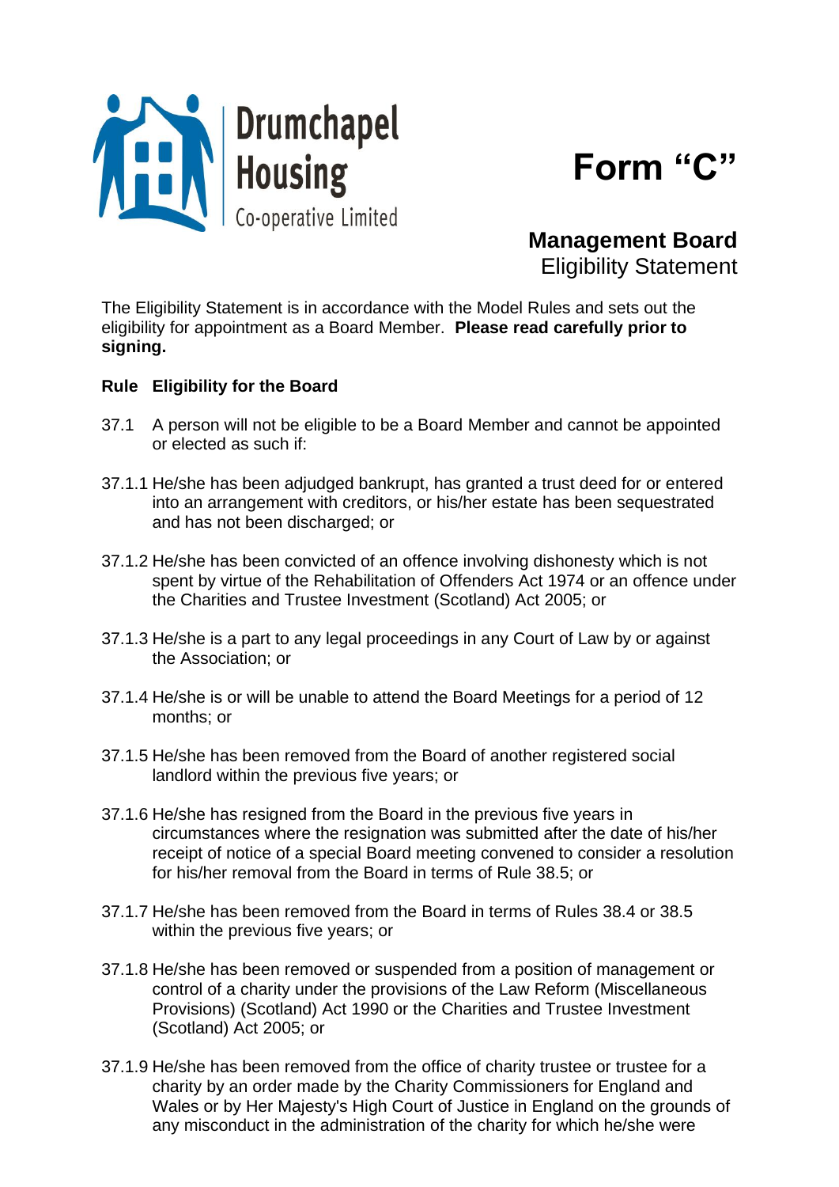Drumchapel Housing Co-operative Limited

# Form "C"

## Management Board
Eligibility Statement

The Eligibility Statement is in accordance with the Model Rules and sets out the eligibility for appointment as a Board Member. **Please read carefully prior to signing.**

**Rule Eligibility for the Board**

37.1 A person will not be eligible to be a Board Member and cannot be appointed or elected as such if:

37.1.1 He/she has been adjudged bankrupt, has granted a trust deed for or entered into an arrangement with creditors, or his/her estate has been sequestrated and has not been discharged; or

37.1.2 He/she has been convicted of an offence involving dishonesty which is not spent by virtue of the Rehabilitation of Offenders Act 1974 or an offence under the Charities and Trustee Investment (Scotland) Act 2005; or

37.1.3 He/she is a part to any legal proceedings in any Court of Law by or against the Association; or

37.1.4 He/she is or will be unable to attend the Board Meetings for a period of 12 months; or

37.1.5 He/she has been removed from the Board of another registered social landlord within the previous five years; or

37.1.6 He/she has resigned from the Board in the previous five years in circumstances where the resignation was submitted after the date of his/her receipt of notice of a special Board meeting convened to consider a resolution for his/her removal from the Board in terms of Rule 38.5; or

37.1.7 He/she has been removed from the Board in terms of Rules 38.4 or 38.5 within the previous five years; or

37.1.8 He/she has been removed or suspended from a position of management or control of a charity under the provisions of the Law Reform (Miscellaneous Provisions) (Scotland) Act 1990 or the Charities and Trustee Investment (Scotland) Act 2005; or

37.1.9 He/she has been removed from the office of charity trustee or trustee for a charity by an order made by the Charity Commissioners for England and Wales or by Her Majesty's High Court of Justice in England on the grounds of any misconduct in the administration of the charity for which he/she were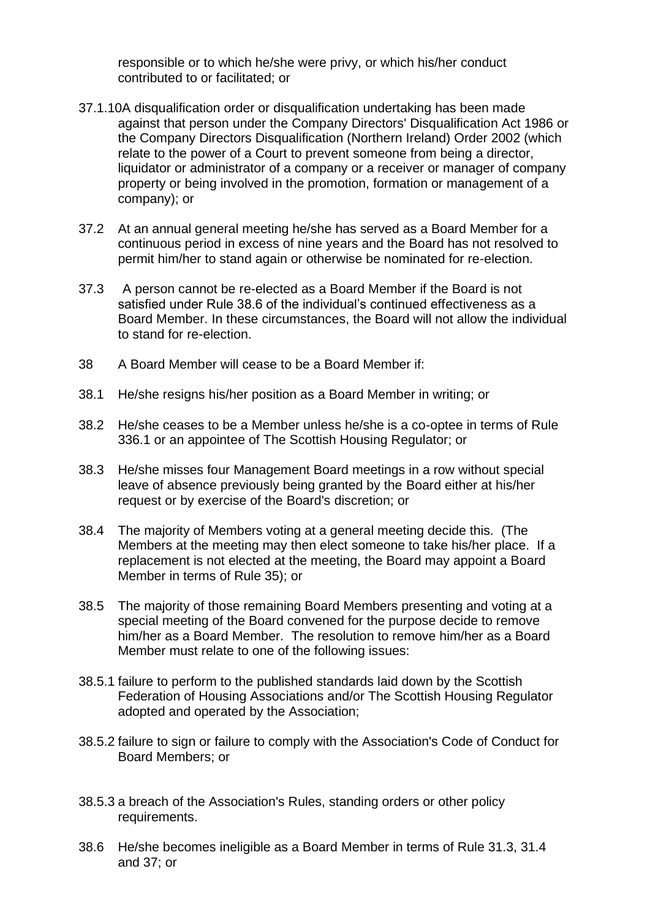responsible or to which he/she were privy, or which his/her conduct contributed to or facilitated; or

37.1.10 A disqualification order or disqualification undertaking has been made against that person under the Company Directors' Disqualification Act 1986 or the Company Directors Disqualification (Northern Ireland) Order 2002 (which relate to the power of a Court to prevent someone from being a director, liquidator or administrator of a company or a receiver or manager of company property or being involved in the promotion, formation or management of a company); or

37.2 At an annual general meeting he/she has served as a Board Member for a continuous period in excess of nine years and the Board has not resolved to permit him/her to stand again or otherwise be nominated for re-election.

37.3 A person cannot be re-elected as a Board Member if the Board is not satisfied under Rule 38.6 of the individual's continued effectiveness as a Board Member. In these circumstances, the Board will not allow the individual to stand for re-election.

38 A Board Member will cease to be a Board Member if:

38.1 He/she resigns his/her position as a Board Member in writing; or

38.2 He/she ceases to be a Member unless he/she is a co-optee in terms of Rule 336.1 or an appointee of The Scottish Housing Regulator; or

38.3 He/she misses four Management Board meetings in a row without special leave of absence previously being granted by the Board either at his/her request or by exercise of the Board's discretion; or

38.4 The majority of Members voting at a general meeting decide this. (The Members at the meeting may then elect someone to take his/her place. If a replacement is not elected at the meeting, the Board may appoint a Board Member in terms of Rule 35); or

38.5 The majority of those remaining Board Members presenting and voting at a special meeting of the Board convened for the purpose decide to remove him/her as a Board Member. The resolution to remove him/her as a Board Member must relate to one of the following issues:

38.5.1 failure to perform to the published standards laid down by the Scottish Federation of Housing Associations and/or The Scottish Housing Regulator adopted and operated by the Association;

38.5.2 failure to sign or failure to comply with the Association's Code of Conduct for Board Members; or

38.5.3 a breach of the Association's Rules, standing orders or other policy requirements.

38.6 He/she becomes ineligible as a Board Member in terms of Rule 31.3, 31.4 and 37; or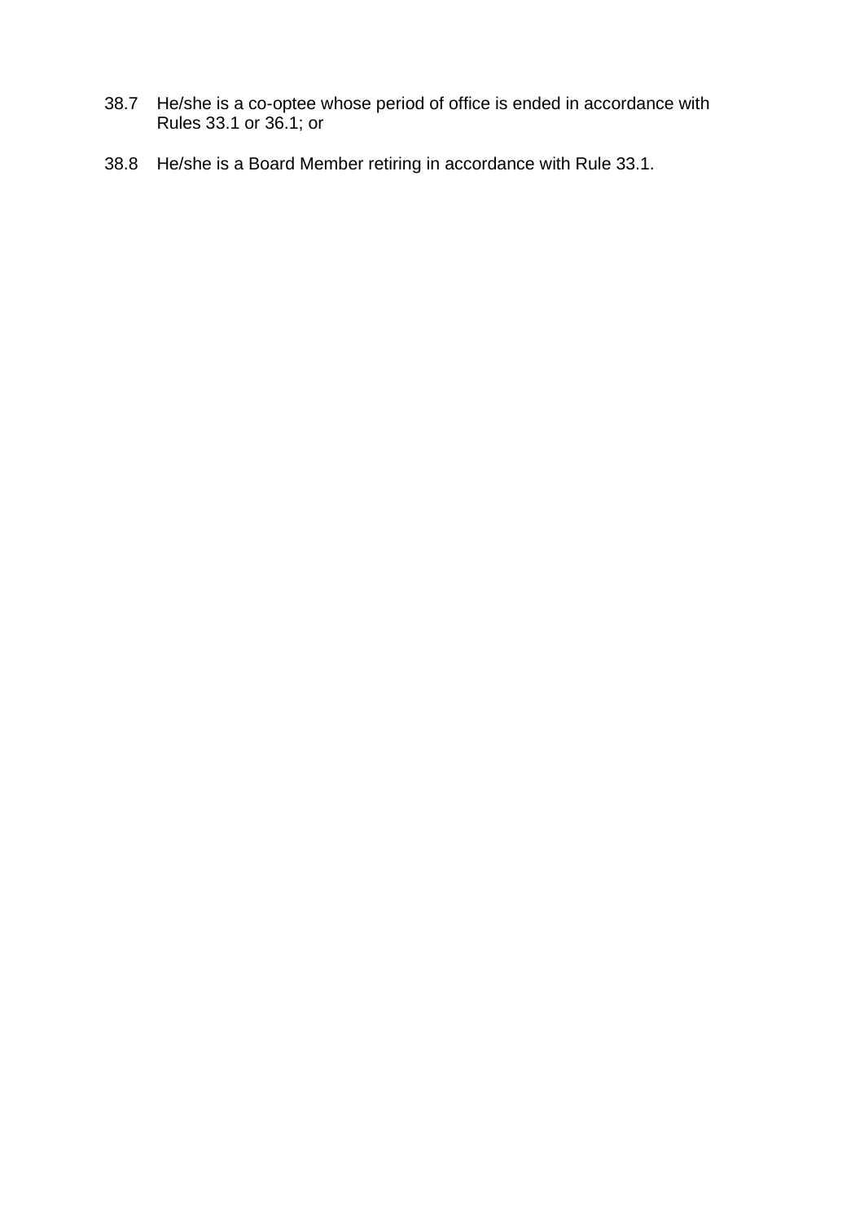38.7 He/she is a co-optee whose period of office is ended in accordance with Rules 33.1 or 36.1; or

38.8 He/she is a Board Member retiring in accordance with Rule 33.1.